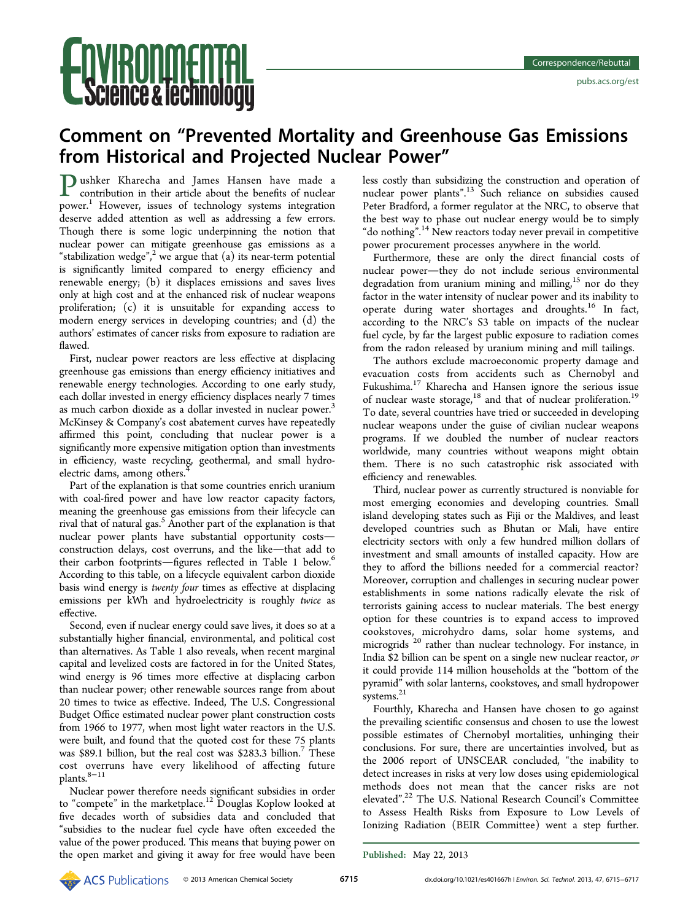# Comment on "Prevented Mortality and Greenhouse Gas Emissions from Historical and Projected Nuclear Power"

Pushker Kharecha and James Hansen have made a contribution in their article about the benefits of nuclear power.[1] However, issues of technology systems integration deserve added attention as well as addressing a few errors. Though there is some logic underpinning the notion that nuclear power can mitigate greenhouse gas emissions as a "stabilization wedge",[2] we argue that (a) its near-term potential is significantly limited compared to energy efficiency and renewable energy; (b) it displaces emissions and saves lives only at high cost and at the enhanced risk of nuclear weapons proliferation; (c) it is unsuitable for expanding access to modern energy services in developing countries; and (d) the authors' estimates of cancer risks from exposure to radiation are flawed.

First, nuclear power reactors are less effective at displacing greenhouse gas emissions than energy efficiency initiatives and renewable energy technologies. According to one early study, each dollar invested in energy efficiency displaces nearly 7 times as much carbon dioxide as a dollar invested in nuclear power.[3] McKinsey & Company's cost abatement curves have repeatedly affirmed this point, concluding that nuclear power is a significantly more expensive mitigation option than investments in efficiency, waste recycling, geothermal, and small hydroelectric dams, among others.[4]

Part of the explanation is that some countries enrich uranium with coal-fired power and have low reactor capacity factors, meaning the greenhouse gas emissions from their lifecycle can rival that of natural gas.[5] Another part of the explanation is that nuclear power plants have substantial opportunity costs—construction delays, cost overruns, and the like—that add to their carbon footprints—figures reflected in Table 1 below.[6] According to this table, on a lifecycle equivalent carbon dioxide basis wind energy is *twenty four* times as effective at displacing emissions per kWh and hydroelectricity is roughly *twice* as effective.

Second, even if nuclear energy could save lives, it does so at a substantially higher financial, environmental, and political cost than alternatives. As Table 1 also reveals, when recent marginal capital and levelized costs are factored in for the United States, wind energy is 96 times more effective at displacing carbon than nuclear power; other renewable sources range from about 20 times to twice as effective. Indeed, The U.S. Congressional Budget Office estimated nuclear power plant construction costs from 1966 to 1977, when most light water reactors in the U.S. were built, and found that the quoted cost for these 75 plants was $89.1 billion, but the real cost was $283.3 billion.[7] These cost overruns have every likelihood of affecting future plants.[8−11]

Nuclear power therefore needs significant subsidies in order to "compete" in the marketplace.[12] Douglas Koplow looked at five decades worth of subsidies data and concluded that "subsidies to the nuclear fuel cycle have often exceeded the value of the power produced. This means that buying power on the open market and giving it away for free would have been less costly than subsidizing the construction and operation of nuclear power plants".[13] Such reliance on subsidies caused Peter Bradford, a former regulator at the NRC, to observe that the best way to phase out nuclear energy would be to simply "do nothing".[14] New reactors today never prevail in competitive power procurement processes anywhere in the world.

Furthermore, these are only the direct financial costs of nuclear power—they do not include serious environmental degradation from uranium mining and milling,[15] nor do they factor in the water intensity of nuclear power and its inability to operate during water shortages and droughts.[16] In fact, according to the NRC's S3 table on impacts of the nuclear fuel cycle, by far the largest public exposure to radiation comes from the radon released by uranium mining and mill tailings.

The authors exclude macroeconomic property damage and evacuation costs from accidents such as Chernobyl and Fukushima.[17] Kharecha and Hansen ignore the serious issue of nuclear waste storage,[18] and that of nuclear proliferation.[19] To date, several countries have tried or succeeded in developing nuclear weapons under the guise of civilian nuclear weapons programs. If we doubled the number of nuclear reactors worldwide, many countries without weapons might obtain them. There is no such catastrophic risk associated with efficiency and renewables.

Third, nuclear power as currently structured is nonviable for most emerging economies and developing countries. Small island developing states such as Fiji or the Maldives, and least developed countries such as Bhutan or Mali, have entire electricity sectors with only a few hundred million dollars of investment and small amounts of installed capacity. How are they to afford the billions needed for a commercial reactor? Moreover, corruption and challenges in securing nuclear power establishments in some nations radically elevate the risk of terrorists gaining access to nuclear materials. The best energy option for these countries is to expand access to improved cookstoves, microhydro dams, solar home systems, and microgrids[20] rather than nuclear technology. For instance, in India $2 billion can be spent on a single new nuclear reactor, *or* it could provide 114 million households at the "bottom of the pyramid" with solar lanterns, cookstoves, and small hydropower systems.[21]

Fourthly, Kharecha and Hansen have chosen to go against the prevailing scientific consensus and chosen to use the lowest possible estimates of Chernobyl mortalities, unhinging their conclusions. For sure, there are uncertainties involved, but as the 2006 report of UNSCEAR concluded, "the inability to detect increases in risks at very low doses using epidemiological methods does not mean that the cancer risks are not elevated".[22] The U.S. National Research Council's Committee to Assess Health Risks from Exposure to Low Levels of Ionizing Radiation (BEIR Committee) went a step further.

Published: May 22, 2013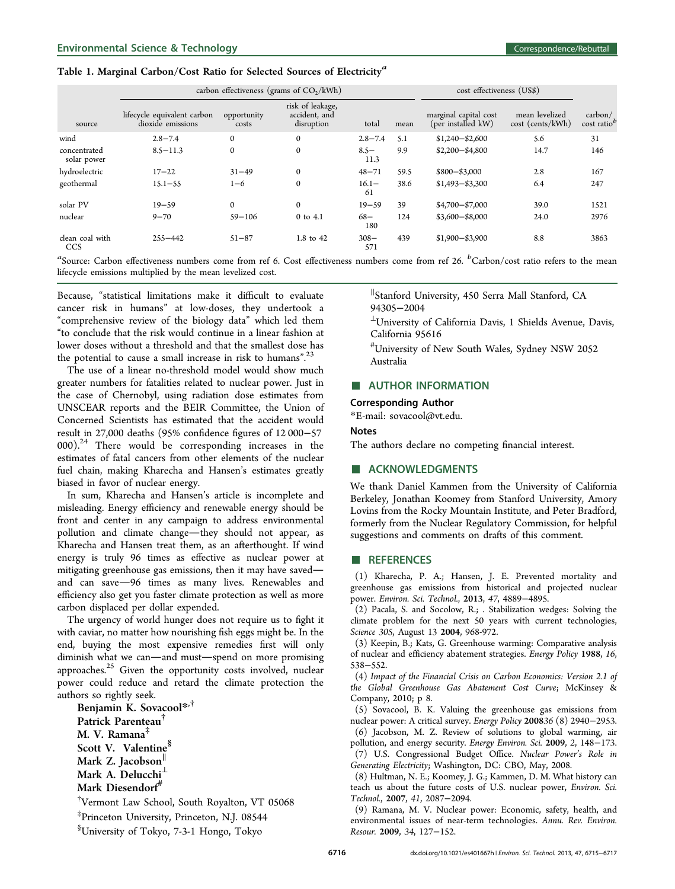Table 1. Marginal Carbon/Cost Ratio for Selected Sources of Electricity[a]

| source | carbon effectiveness (grams of $CO_2$/kWh) | | | | | cost effectiveness (US$) | | |
|---|---|---|---|---|---|---|---|---|
| | lifecycle equivalent carbon dioxide emissions | opportunity costs | risk of leakage, accident, and disruption | total | mean | marginal capital cost (per installed kW) | mean levelized cost (cents/kWh) | carbon/cost ratio[b] |
| wind | 2.8−7.4 | 0 | 0 | 2.8−7.4 | 5.1 | $1,240−$2,600 | 5.6 | 31 |
| concentrated solar power | 8.5−11.3 | 0 | 0 | 8.5−11.3 | 9.9 | $2,200−$4,800 | 14.7 | 146 |
| hydroelectric | 17−22 | 31−49 | 0 | 48−71 | 59.5 | $800−$3,000 | 2.8 | 167 |
| geothermal | 15.1−55 | 1−6 | 0 | 16.1−61 | 38.6 | $1,493−$3,300 | 6.4 | 247 |
| solar PV | 19−59 | 0 | 0 | 19−59 | 39 | $4,700−$7,000 | 39.0 | 1521 |
| nuclear | 9−70 | 59−106 | 0 to 4.1 | 68−180 | 124 | $3,600−$8,000 | 24.0 | 2976 |
| clean coal with CCS | 255−442 | 51−87 | 1.8 to 42 | 308−571 | 439 | $1,900−$3,900 | 8.8 | 3863 |

[a]Source: Carbon effectiveness numbers come from ref 6. Cost effectiveness numbers come from ref 26. [b]Carbon/cost ratio refers to the mean lifecycle emissions multiplied by the mean levelized cost.

Because, "statistical limitations make it difficult to evaluate cancer risk in humans" at low-doses, they undertook a "comprehensive review of the biology data" which led them "to conclude that the risk would continue in a linear fashion at lower doses without a threshold and that the smallest dose has the potential to cause a small increase in risk to humans".[23]

The use of a linear no-threshold model would show much greater numbers for fatalities related to nuclear power. Just in the case of Chernobyl, using radiation dose estimates from UNSCEAR reports and the BEIR Committee, the Union of Concerned Scientists has estimated that the accident would result in 27,000 deaths (95% confidence figures of 12 000−57 000).[24] There would be corresponding increases in the estimates of fatal cancers from other elements of the nuclear fuel chain, making Kharecha and Hansen's estimates greatly biased in favor of nuclear energy.

In sum, Kharecha and Hansen's article is incomplete and misleading. Energy efficiency and renewable energy should be front and center in any campaign to address environmental pollution and climate change—they should not appear, as Kharecha and Hansen treat them, as an afterthought. If wind energy is truly 96 times as effective as nuclear power at mitigating greenhouse gas emissions, then it may have saved—and can save—96 times as many lives. Renewables and efficiency also get you faster climate protection as well as more carbon displaced per dollar expended.

The urgency of world hunger does not require us to fight it with caviar, no matter how nourishing fish eggs might be. In the end, buying the most expensive remedies first will only diminish what we can—and must—spend on more promising approaches.[25] Given the opportunity costs involved, nuclear power could reduce and retard the climate protection the authors so rightly seek.

**Benjamin K. Sovacool**[*,†]
**Patrick Parenteau**[†]
**M. V. Ramana**[‡]
**Scott V. Valentine**[§]
**Mark Z. Jacobson**[∥]
**Mark A. Delucchi**[⊥]
**Mark Diesendorf**[#]

[†]Vermont Law School, South Royalton, VT 05068
[‡]Princeton University, Princeton, N.J. 08544
[§]University of Tokyo, 7-3-1 Hongo, Tokyo
[∥]Stanford University, 450 Serra Mall Stanford, CA 94305−2004
[⊥]University of California Davis, 1 Shields Avenue, Davis, California 95616
[#]University of New South Wales, Sydney NSW 2052 Australia

## AUTHOR INFORMATION

### Corresponding Author

*E-mail: sovacool@vt.edu.

### Notes

The authors declare no competing financial interest.

## ACKNOWLEDGMENTS

We thank Daniel Kammen from the University of California Berkeley, Jonathan Koomey from Stanford University, Amory Lovins from the Rocky Mountain Institute, and Peter Bradford, formerly from the Nuclear Regulatory Commission, for helpful suggestions and comments on drafts of this comment.

## REFERENCES

(1) Kharecha, P. A.; Hansen, J. E. Prevented mortality and greenhouse gas emissions from historical and projected nuclear power. *Environ. Sci. Technol.*, **2013**, *47*, 4889−4895.

(2) Pacala, S. and Socolow, R.; . Stabilization wedges: Solving the climate problem for the next 50 years with current technologies, *Science 305*, August 13 **2004**, 968-972.

(3) Keepin, B.; Kats, G. Greenhouse warming: Comparative analysis of nuclear and efficiency abatement strategies. *Energy Policy* **1988**, *16*, 538−552.

(4) *Impact of the Financial Crisis on Carbon Economics: Version 2.1 of the Global Greenhouse Gas Abatement Cost Curve*; McKinsey & Company, 2010; p 8.

(5) Sovacool, B. K. Valuing the greenhouse gas emissions from nuclear power: A critical survey. *Energy Policy* **2008**36 (8) 2940−2953.

(6) Jacobson, M. Z. Review of solutions to global warming, air pollution, and energy security. *Energy Environ. Sci.* **2009**, *2*, 148−173.

(7) U.S. Congressional Budget Office. *Nuclear Power's Role in Generating Electricity*; Washington, DC: CBO, May, 2008.

(8) Hultman, N. E.; Koomey, J. G.; Kammen, D. M. What history can teach us about the future costs of U.S. nuclear power, *Environ. Sci. Technol.*, **2007**, *41*, 2087−2094.

(9) Ramana, M. V. Nuclear power: Economic, safety, health, and environmental issues of near-term technologies. *Annu. Rev. Environ. Resour.* **2009**, *34*, 127−152.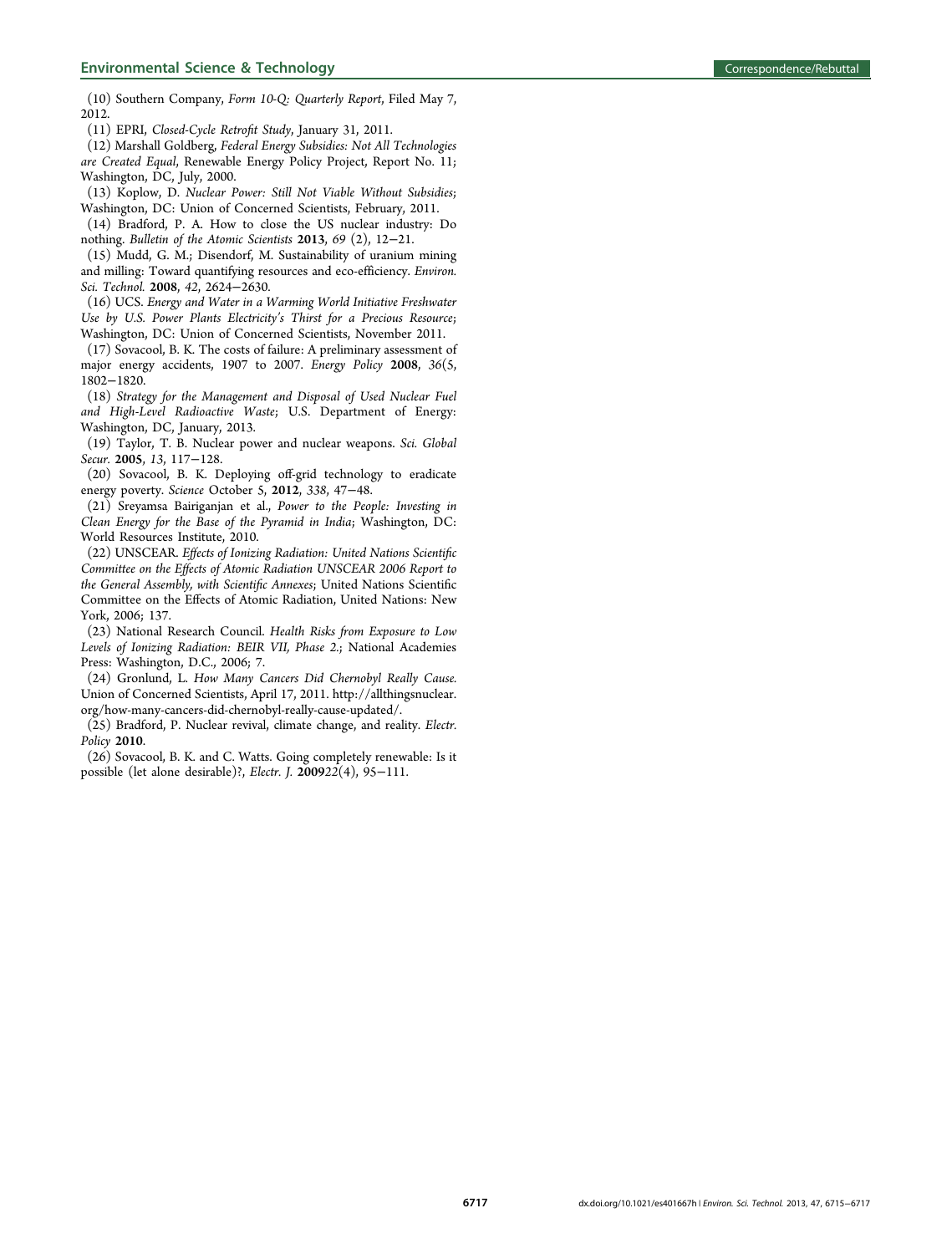(10) Southern Company, *Form 10-Q: Quarterly Report*, Filed May 7, 2012.

(11) EPRI, *Closed-Cycle Retrofit Study*, January 31, 2011.

(12) Marshall Goldberg, *Federal Energy Subsidies: Not All Technologies are Created Equal*, Renewable Energy Policy Project, Report No. 11; Washington, DC, July, 2000.

(13) Koplow, D. *Nuclear Power: Still Not Viable Without Subsidies*; Washington, DC: Union of Concerned Scientists, February, 2011.

(14) Bradford, P. A. How to close the US nuclear industry: Do nothing. *Bulletin of the Atomic Scientists* **2013**, *69* (2), 12−21.

(15) Mudd, G. M.; Disendorf, M. Sustainability of uranium mining and milling: Toward quantifying resources and eco-efficiency. *Environ. Sci. Technol.* **2008**, *42*, 2624−2630.

(16) UCS. *Energy and Water in a Warming World Initiative Freshwater Use by U.S. Power Plants Electricity's Thirst for a Precious Resource*; Washington, DC: Union of Concerned Scientists, November 2011.

(17) Sovacool, B. K. The costs of failure: A preliminary assessment of major energy accidents, 1907 to 2007. *Energy Policy* **2008**, *36*(5, 1802−1820.

(18) *Strategy for the Management and Disposal of Used Nuclear Fuel and High-Level Radioactive Waste*; U.S. Department of Energy: Washington, DC, January, 2013.

(19) Taylor, T. B. Nuclear power and nuclear weapons. *Sci. Global Secur.* **2005**, *13*, 117−128.

(20) Sovacool, B. K. Deploying off-grid technology to eradicate energy poverty. *Science* October 5, **2012**, *338*, 47−48.

(21) Sreyamsa Bairiganjan et al., *Power to the People: Investing in Clean Energy for the Base of the Pyramid in India*; Washington, DC: World Resources Institute, 2010.

(22) UNSCEAR. *Effects of Ionizing Radiation: United Nations Scientific Committee on the Effects of Atomic Radiation UNSCEAR 2006 Report to the General Assembly, with Scientific Annexes*; United Nations Scientific Committee on the Effects of Atomic Radiation, United Nations: New York, 2006; 137.

(23) National Research Council. *Health Risks from Exposure to Low Levels of Ionizing Radiation: BEIR VII, Phase 2.*; National Academies Press: Washington, D.C., 2006; 7.

(24) Gronlund, L. *How Many Cancers Did Chernobyl Really Cause.* Union of Concerned Scientists, April 17, 2011. http://allthingsnuclear.org/how-many-cancers-did-chernobyl-really-cause-updated/.

(25) Bradford, P. Nuclear revival, climate change, and reality. *Electr. Policy* **2010**.

(26) Sovacool, B. K. and C. Watts. Going completely renewable: Is it possible (let alone desirable)?, *Electr. J.* **2009***22*(4), 95−111.